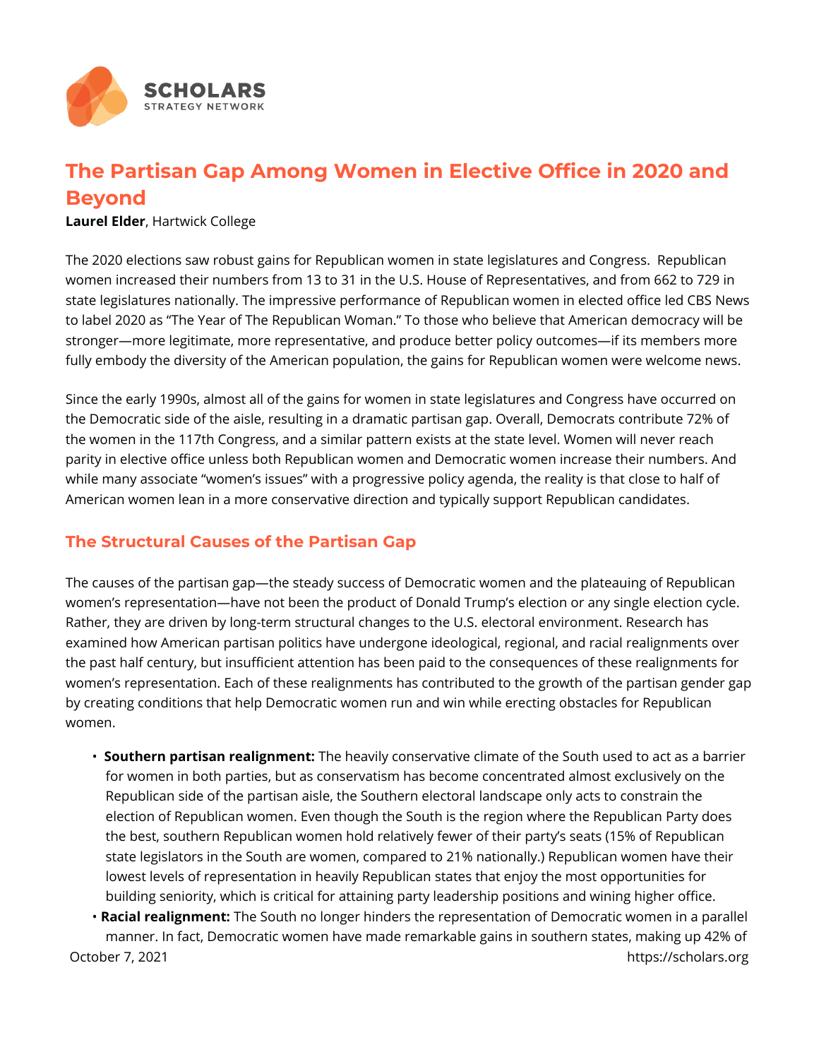SCHOLARS
STRATEGY NETWORK

# The Partisan Gap Among Women in Elective Office in 2020 and Beyond

**Laurel Elder**, Hartwick College

The 2020 elections saw robust gains for Republican women in state legislatures and Congress. Republican women increased their numbers from 13 to 31 in the U.S. House of Representatives, and from 662 to 729 in state legislatures nationally. The impressive performance of Republican women in elected office led CBS News to label 2020 as "The Year of The Republican Woman." To those who believe that American democracy will be stronger—more legitimate, more representative, and produce better policy outcomes—if its members more fully embody the diversity of the American population, the gains for Republican women were welcome news.

Since the early 1990s, almost all of the gains for women in state legislatures and Congress have occurred on the Democratic side of the aisle, resulting in a dramatic partisan gap. Overall, Democrats contribute 72% of the women in the 117th Congress, and a similar pattern exists at the state level. Women will never reach parity in elective office unless both Republican women and Democratic women increase their numbers. And while many associate "women's issues" with a progressive policy agenda, the reality is that close to half of American women lean in a more conservative direction and typically support Republican candidates.

## The Structural Causes of the Partisan Gap

The causes of the partisan gap—the steady success of Democratic women and the plateauing of Republican women's representation—have not been the product of Donald Trump's election or any single election cycle. Rather, they are driven by long-term structural changes to the U.S. electoral environment. Research has examined how American partisan politics have undergone ideological, regional, and racial realignments over the past half century, but insufficient attention has been paid to the consequences of these realignments for women's representation. Each of these realignments has contributed to the growth of the partisan gender gap by creating conditions that help Democratic women run and win while erecting obstacles for Republican women.

- **Southern partisan realignment:** The heavily conservative climate of the South used to act as a barrier for women in both parties, but as conservatism has become concentrated almost exclusively on the Republican side of the partisan aisle, the Southern electoral landscape only acts to constrain the election of Republican women. Even though the South is the region where the Republican Party does the best, southern Republican women hold relatively fewer of their party's seats (15% of Republican state legislators in the South are women, compared to 21% nationally.) Republican women have their lowest levels of representation in heavily Republican states that enjoy the most opportunities for building seniority, which is critical for attaining party leadership positions and wining higher office.
- **Racial realignment:** The South no longer hinders the representation of Democratic women in a parallel manner. In fact, Democratic women have made remarkable gains in southern states, making up 42% of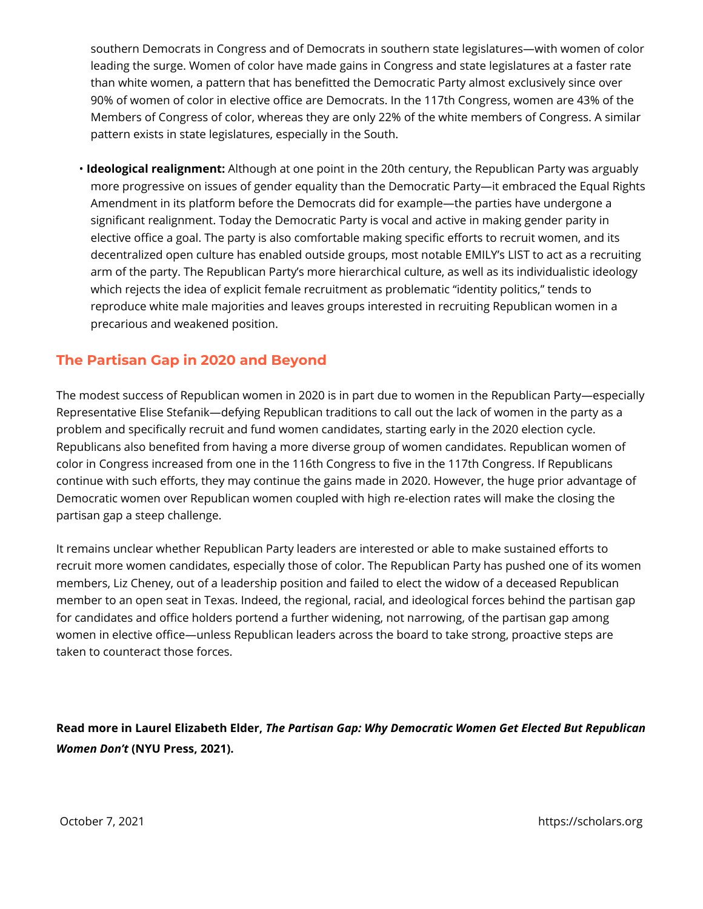southern Democrats in Congress and of Democrats in southern state legislatures—with women of color leading the surge. Women of color have made gains in Congress and state legislatures at a faster rate than white women, a pattern that has benefitted the Democratic Party almost exclusively since over 90% of women of color in elective office are Democrats. In the 117th Congress, women are 43% of the Members of Congress of color, whereas they are only 22% of the white members of Congress. A similar pattern exists in state legislatures, especially in the South.

- **Ideological realignment:** Although at one point in the 20th century, the Republican Party was arguably more progressive on issues of gender equality than the Democratic Party—it embraced the Equal Rights Amendment in its platform before the Democrats did for example—the parties have undergone a significant realignment. Today the Democratic Party is vocal and active in making gender parity in elective office a goal. The party is also comfortable making specific efforts to recruit women, and its decentralized open culture has enabled outside groups, most notable EMILY's LIST to act as a recruiting arm of the party. The Republican Party's more hierarchical culture, as well as its individualistic ideology which rejects the idea of explicit female recruitment as problematic "identity politics," tends to reproduce white male majorities and leaves groups interested in recruiting Republican women in a precarious and weakened position.

## The Partisan Gap in 2020 and Beyond

The modest success of Republican women in 2020 is in part due to women in the Republican Party—especially Representative Elise Stefanik—defying Republican traditions to call out the lack of women in the party as a problem and specifically recruit and fund women candidates, starting early in the 2020 election cycle. Republicans also benefited from having a more diverse group of women candidates. Republican women of color in Congress increased from one in the 116th Congress to five in the 117th Congress. If Republicans continue with such efforts, they may continue the gains made in 2020. However, the huge prior advantage of Democratic women over Republican women coupled with high re-election rates will make the closing the partisan gap a steep challenge.

It remains unclear whether Republican Party leaders are interested or able to make sustained efforts to recruit more women candidates, especially those of color. The Republican Party has pushed one of its women members, Liz Cheney, out of a leadership position and failed to elect the widow of a deceased Republican member to an open seat in Texas. Indeed, the regional, racial, and ideological forces behind the partisan gap for candidates and office holders portend a further widening, not narrowing, of the partisan gap among women in elective office—unless Republican leaders across the board to take strong, proactive steps are taken to counteract those forces.

**Read more in Laurel Elizabeth Elder, *The Partisan Gap: Why Democratic Women Get Elected But Republican Women Don't* (NYU Press, 2021).**